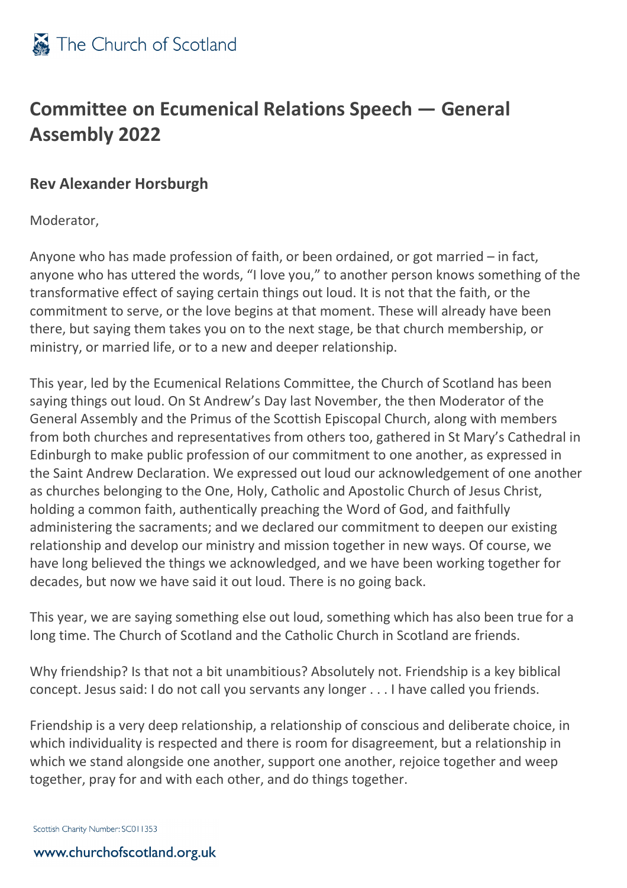# Committee on Ecumenical Relations Speech — General Assembly 2022

## Rev Alexander Horsburgh

Moderator,

Anyone who has made profession of faith, or been ordained, or got married – in fact, anyone who has uttered the words, "I love you," to another person knows something of the transformative effect of saying certain things out loud. It is not that the faith, or the commitment to serve, or the love begins at that moment. These will already have been there, but saying them takes you on to the next stage, be that church membership, or ministry, or married life, or to a new and deeper relationship.

This year, led by the Ecumenical Relations Committee, the Church of Scotland has been saying things out loud. On St Andrew's Day last November, the then Moderator of the General Assembly and the Primus of the Scottish Episcopal Church, along with members from both churches and representatives from others too, gathered in St Mary's Cathedral in Edinburgh to make public profession of our commitment to one another, as expressed in the Saint Andrew Declaration. We expressed out loud our acknowledgement of one another as churches belonging to the One, Holy, Catholic and Apostolic Church of Jesus Christ, holding a common faith, authentically preaching the Word of God, and faithfully administering the sacraments; and we declared our commitment to deepen our existing relationship and develop our ministry and mission together in new ways. Of course, we have long believed the things we acknowledged, and we have been working together for decades, but now we have said it out loud. There is no going back.

This year, we are saying something else out loud, something which has also been true for a long time. The Church of Scotland and the Catholic Church in Scotland are friends.

Why friendship? Is that not a bit unambitious? Absolutely not. Friendship is a key biblical concept. Jesus said: I do not call you servants any longer . . . I have called you friends.

Friendship is a very deep relationship, a relationship of conscious and deliberate choice, in which individuality is respected and there is room for disagreement, but a relationship in which we stand alongside one another, support one another, rejoice together and weep together, pray for and with each other, and do things together.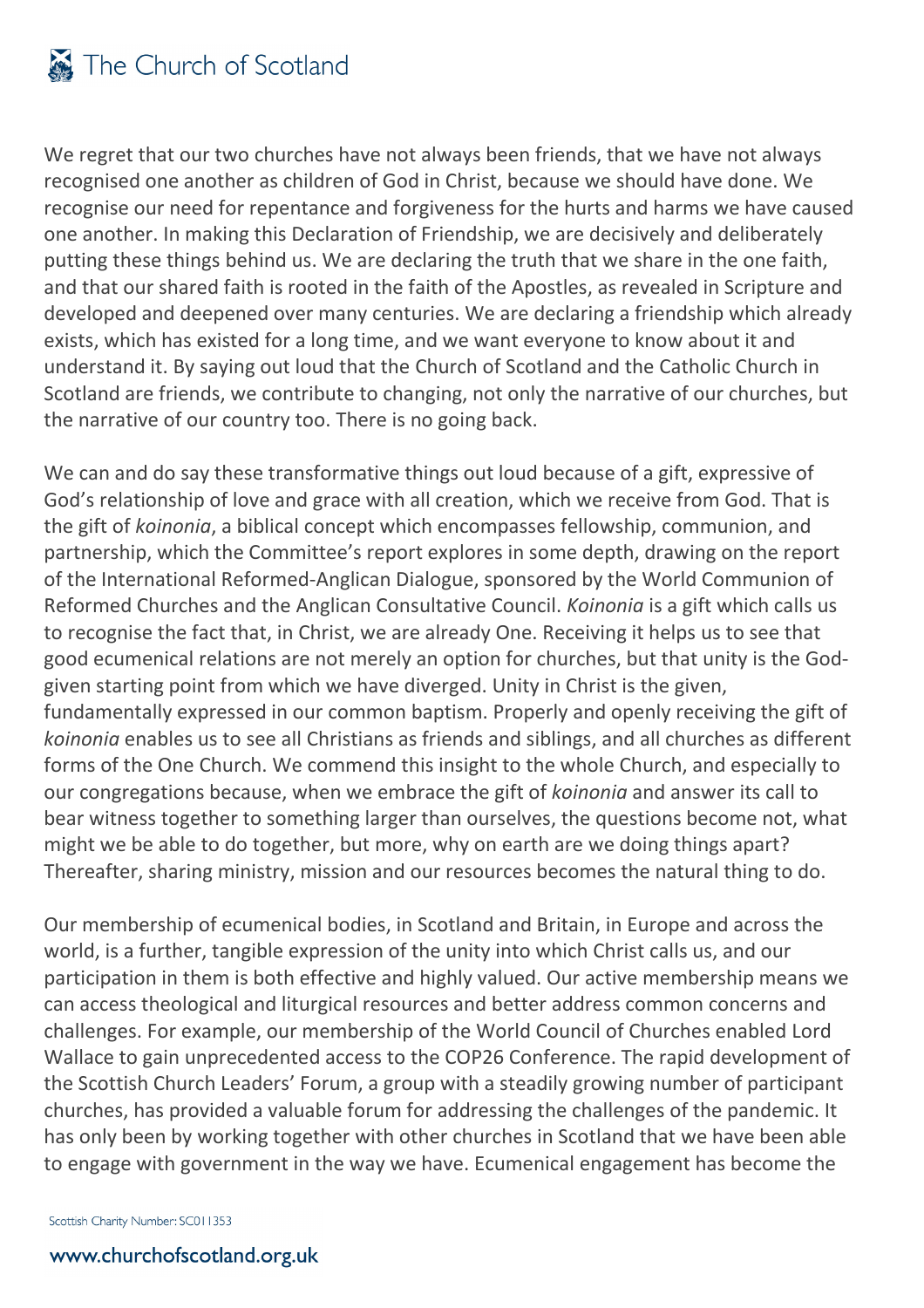We regret that our two churches have not always been friends, that we have not always recognised one another as children of God in Christ, because we should have done. We recognise our need for repentance and forgiveness for the hurts and harms we have caused one another. In making this Declaration of Friendship, we are decisively and deliberately putting these things behind us. We are declaring the truth that we share in the one faith, and that our shared faith is rooted in the faith of the Apostles, as revealed in Scripture and developed and deepened over many centuries. We are declaring a friendship which already exists, which has existed for a long time, and we want everyone to know about it and understand it. By saying out loud that the Church of Scotland and the Catholic Church in Scotland are friends, we contribute to changing, not only the narrative of our churches, but the narrative of our country too. There is no going back.

We can and do say these transformative things out loud because of a gift, expressive of God's relationship of love and grace with all creation, which we receive from God. That is the gift of *koinonia*, a biblical concept which encompasses fellowship, communion, and partnership, which the Committee's report explores in some depth, drawing on the report of the International Reformed-Anglican Dialogue, sponsored by the World Communion of Reformed Churches and the Anglican Consultative Council. *Koinonia* is a gift which calls us to recognise the fact that, in Christ, we are already One. Receiving it helps us to see that good ecumenical relations are not merely an option for churches, but that unity is the God-given starting point from which we have diverged. Unity in Christ is the given, fundamentally expressed in our common baptism. Properly and openly receiving the gift of *koinonia* enables us to see all Christians as friends and siblings, and all churches as different forms of the One Church. We commend this insight to the whole Church, and especially to our congregations because, when we embrace the gift of *koinonia* and answer its call to bear witness together to something larger than ourselves, the questions become not, what might we be able to do together, but more, why on earth are we doing things apart? Thereafter, sharing ministry, mission and our resources becomes the natural thing to do.

Our membership of ecumenical bodies, in Scotland and Britain, in Europe and across the world, is a further, tangible expression of the unity into which Christ calls us, and our participation in them is both effective and highly valued. Our active membership means we can access theological and liturgical resources and better address common concerns and challenges. For example, our membership of the World Council of Churches enabled Lord Wallace to gain unprecedented access to the COP26 Conference. The rapid development of the Scottish Church Leaders' Forum, a group with a steadily growing number of participant churches, has provided a valuable forum for addressing the challenges of the pandemic. It has only been by working together with other churches in Scotland that we have been able to engage with government in the way we have. Ecumenical engagement has become the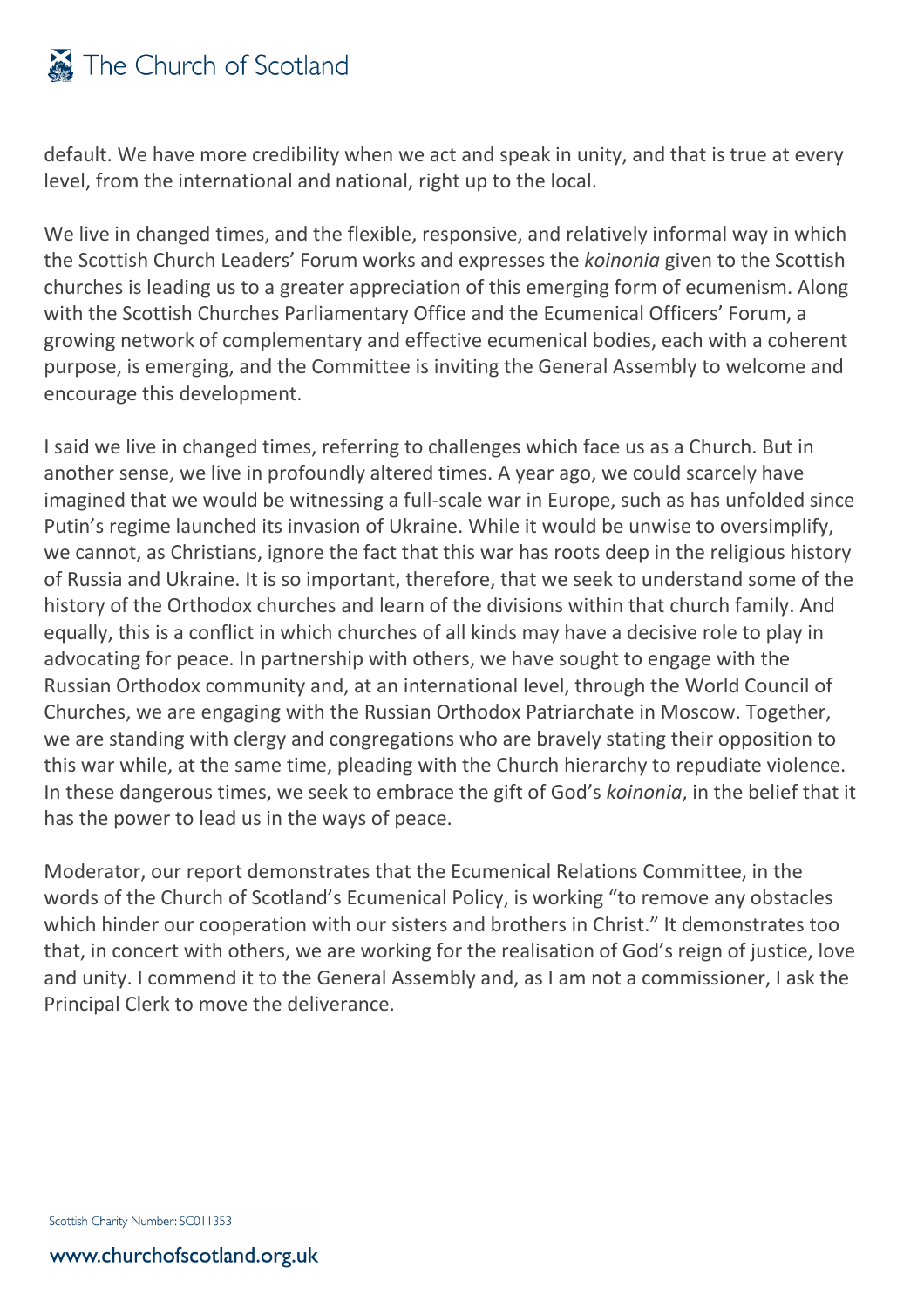default. We have more credibility when we act and speak in unity, and that is true at every level, from the international and national, right up to the local.

We live in changed times, and the flexible, responsive, and relatively informal way in which the Scottish Church Leaders' Forum works and expresses the *koinonia* given to the Scottish churches is leading us to a greater appreciation of this emerging form of ecumenism. Along with the Scottish Churches Parliamentary Office and the Ecumenical Officers' Forum, a growing network of complementary and effective ecumenical bodies, each with a coherent purpose, is emerging, and the Committee is inviting the General Assembly to welcome and encourage this development.

I said we live in changed times, referring to challenges which face us as a Church. But in another sense, we live in profoundly altered times. A year ago, we could scarcely have imagined that we would be witnessing a full-scale war in Europe, such as has unfolded since Putin's regime launched its invasion of Ukraine. While it would be unwise to oversimplify, we cannot, as Christians, ignore the fact that this war has roots deep in the religious history of Russia and Ukraine. It is so important, therefore, that we seek to understand some of the history of the Orthodox churches and learn of the divisions within that church family. And equally, this is a conflict in which churches of all kinds may have a decisive role to play in advocating for peace. In partnership with others, we have sought to engage with the Russian Orthodox community and, at an international level, through the World Council of Churches, we are engaging with the Russian Orthodox Patriarchate in Moscow. Together, we are standing with clergy and congregations who are bravely stating their opposition to this war while, at the same time, pleading with the Church hierarchy to repudiate violence. In these dangerous times, we seek to embrace the gift of God's *koinonia*, in the belief that it has the power to lead us in the ways of peace.

Moderator, our report demonstrates that the Ecumenical Relations Committee, in the words of the Church of Scotland's Ecumenical Policy, is working "to remove any obstacles which hinder our cooperation with our sisters and brothers in Christ." It demonstrates too that, in concert with others, we are working for the realisation of God's reign of justice, love and unity. I commend it to the General Assembly and, as I am not a commissioner, I ask the Principal Clerk to move the deliverance.